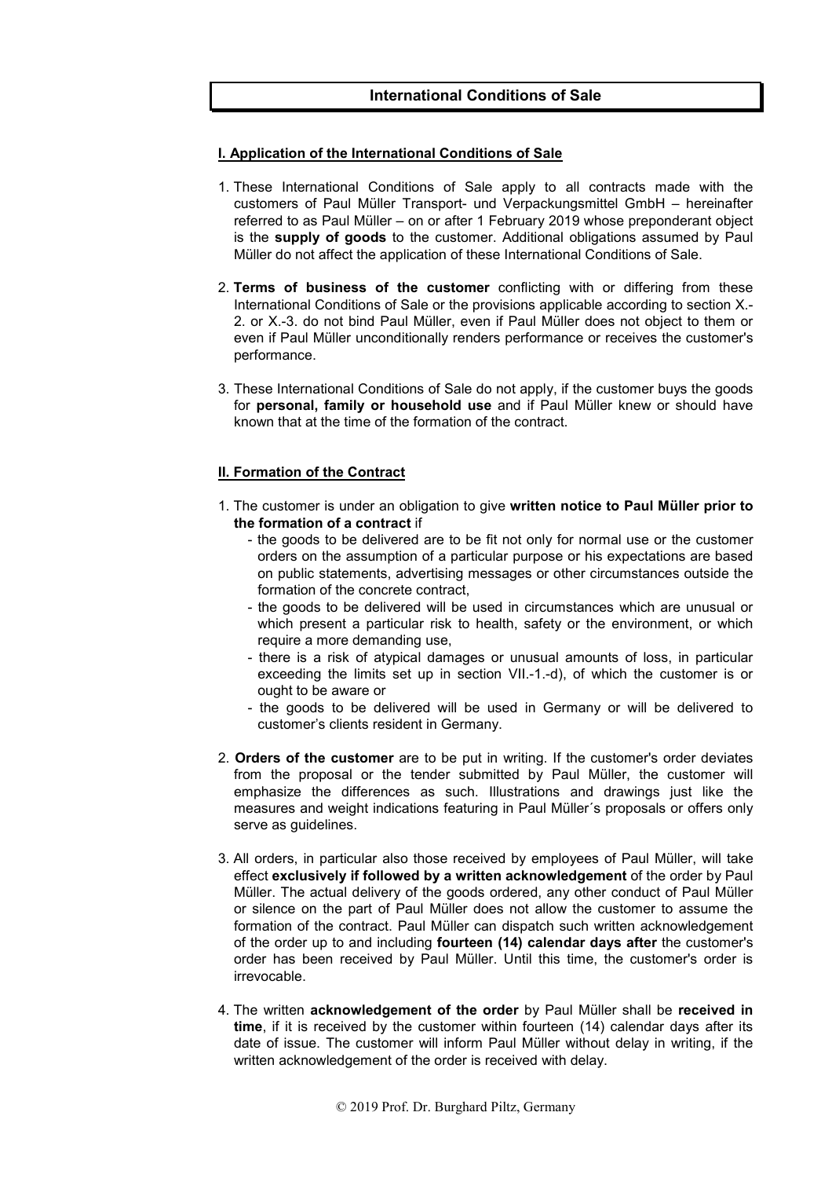# International Conditions of Sale

## I. Application of the International Conditions of Sale

1. These International Conditions of Sale apply to all contracts made with the customers of Paul Müller Transport- und Verpackungsmittel GmbH – hereinafter referred to as Paul Müller – on or after 1 February 2019 whose preponderant object is the **supply of goods** to the customer. Additional obligations assumed by Paul Müller do not affect the application of these International Conditions of Sale.

2. **Terms of business of the customer** conflicting with or differing from these International Conditions of Sale or the provisions applicable according to section X.-2. or X.-3. do not bind Paul Müller, even if Paul Müller does not object to them or even if Paul Müller unconditionally renders performance or receives the customer's performance.

3. These International Conditions of Sale do not apply, if the customer buys the goods for **personal, family or household use** and if Paul Müller knew or should have known that at the time of the formation of the contract.

## II. Formation of the Contract

1. The customer is under an obligation to give **written notice to Paul Müller prior to the formation of a contract** if
   - the goods to be delivered are to be fit not only for normal use or the customer orders on the assumption of a particular purpose or his expectations are based on public statements, advertising messages or other circumstances outside the formation of the concrete contract,
   - the goods to be delivered will be used in circumstances which are unusual or which present a particular risk to health, safety or the environment, or which require a more demanding use,
   - there is a risk of atypical damages or unusual amounts of loss, in particular exceeding the limits set up in section VII.-1.-d), of which the customer is or ought to be aware or
   - the goods to be delivered will be used in Germany or will be delivered to customer's clients resident in Germany.

2. **Orders of the customer** are to be put in writing. If the customer's order deviates from the proposal or the tender submitted by Paul Müller, the customer will emphasize the differences as such. Illustrations and drawings just like the measures and weight indications featuring in Paul Müller´s proposals or offers only serve as guidelines.

3. All orders, in particular also those received by employees of Paul Müller, will take effect **exclusively if followed by a written acknowledgement** of the order by Paul Müller. The actual delivery of the goods ordered, any other conduct of Paul Müller or silence on the part of Paul Müller does not allow the customer to assume the formation of the contract. Paul Müller can dispatch such written acknowledgement of the order up to and including **fourteen (14) calendar days after** the customer's order has been received by Paul Müller. Until this time, the customer's order is irrevocable.

4. The written **acknowledgement of the order** by Paul Müller shall be **received in time**, if it is received by the customer within fourteen (14) calendar days after its date of issue. The customer will inform Paul Müller without delay in writing, if the written acknowledgement of the order is received with delay.

© 2019 Prof. Dr. Burghard Piltz, Germany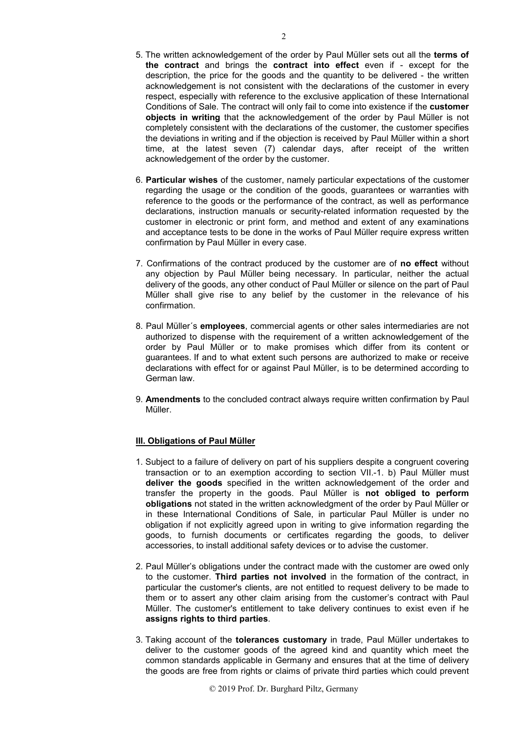5. The written acknowledgement of the order by Paul Müller sets out all the **terms of the contract** and brings the **contract into effect** even if - except for the description, the price for the goods and the quantity to be delivered - the written acknowledgement is not consistent with the declarations of the customer in every respect, especially with reference to the exclusive application of these International Conditions of Sale. The contract will only fail to come into existence if the **customer objects in writing** that the acknowledgement of the order by Paul Müller is not completely consistent with the declarations of the customer, the customer specifies the deviations in writing and if the objection is received by Paul Müller within a short time, at the latest seven (7) calendar days, after receipt of the written acknowledgement of the order by the customer.

6. **Particular wishes** of the customer, namely particular expectations of the customer regarding the usage or the condition of the goods, guarantees or warranties with reference to the goods or the performance of the contract, as well as performance declarations, instruction manuals or security-related information requested by the customer in electronic or print form, and method and extent of any examinations and acceptance tests to be done in the works of Paul Müller require express written confirmation by Paul Müller in every case.

7. Confirmations of the contract produced by the customer are of **no effect** without any objection by Paul Müller being necessary. In particular, neither the actual delivery of the goods, any other conduct of Paul Müller or silence on the part of Paul Müller shall give rise to any belief by the customer in the relevance of his confirmation.

8. Paul Müller´s **employees**, commercial agents or other sales intermediaries are not authorized to dispense with the requirement of a written acknowledgement of the order by Paul Müller or to make promises which differ from its content or guarantees. If and to what extent such persons are authorized to make or receive declarations with effect for or against Paul Müller, is to be determined according to German law.

9. **Amendments** to the concluded contract always require written confirmation by Paul Müller.

## III. Obligations of Paul Müller

1. Subject to a failure of delivery on part of his suppliers despite a congruent covering transaction or to an exemption according to section VII.-1. b) Paul Müller must **deliver the goods** specified in the written acknowledgement of the order and transfer the property in the goods. Paul Müller is **not obliged to perform obligations** not stated in the written acknowledgment of the order by Paul Müller or in these International Conditions of Sale, in particular Paul Müller is under no obligation if not explicitly agreed upon in writing to give information regarding the goods, to furnish documents or certificates regarding the goods, to deliver accessories, to install additional safety devices or to advise the customer.

2. Paul Müller's obligations under the contract made with the customer are owed only to the customer. **Third parties not involved** in the formation of the contract, in particular the customer's clients, are not entitled to request delivery to be made to them or to assert any other claim arising from the customer's contract with Paul Müller. The customer's entitlement to take delivery continues to exist even if he **assigns rights to third parties**.

3. Taking account of the **tolerances customary** in trade, Paul Müller undertakes to deliver to the customer goods of the agreed kind and quantity which meet the common standards applicable in Germany and ensures that at the time of delivery the goods are free from rights or claims of private third parties which could prevent

© 2019 Prof. Dr. Burghard Piltz, Germany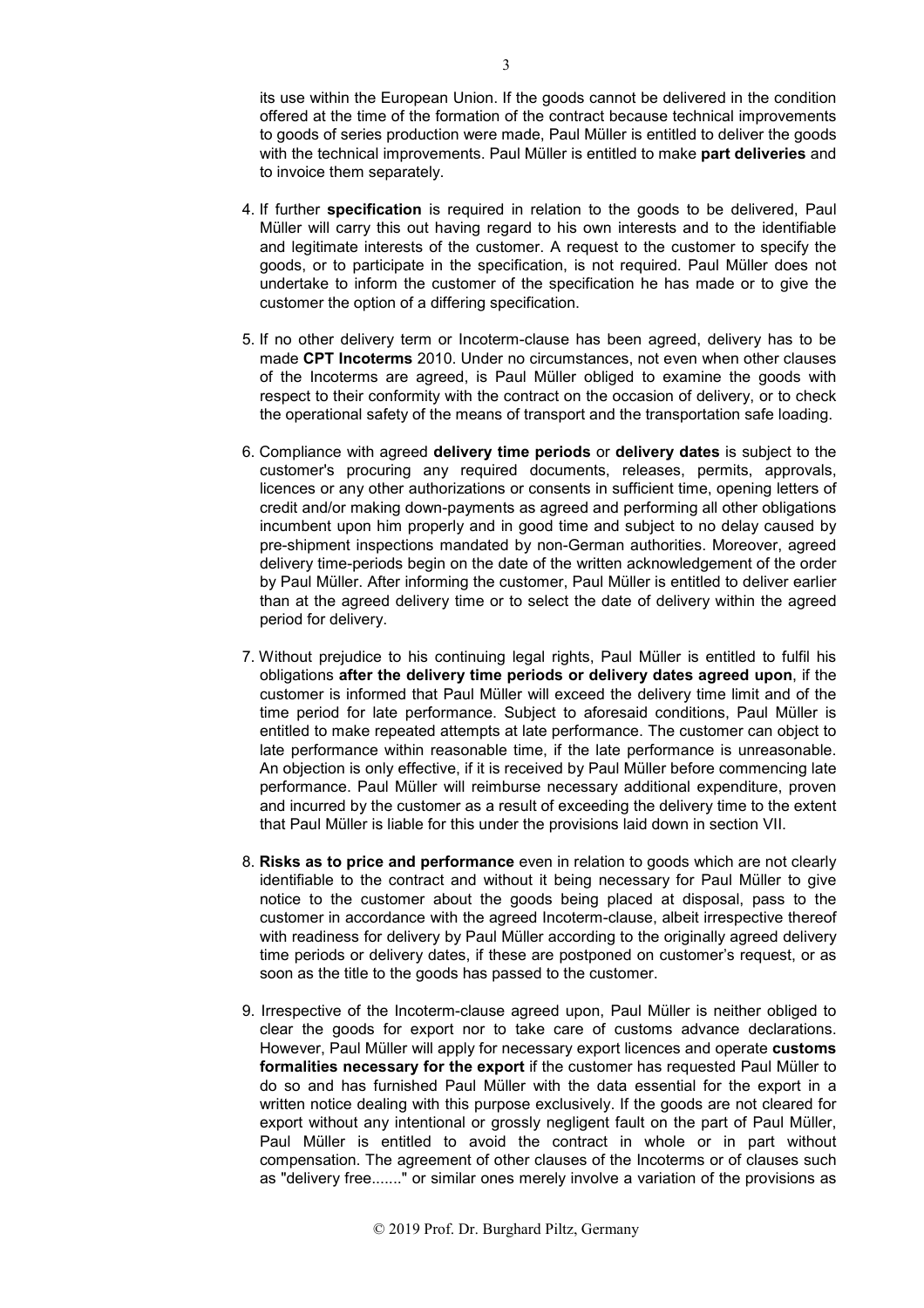its use within the European Union. If the goods cannot be delivered in the condition offered at the time of the formation of the contract because technical improvements to goods of series production were made, Paul Müller is entitled to deliver the goods with the technical improvements. Paul Müller is entitled to make **part deliveries** and to invoice them separately.

4. If further **specification** is required in relation to the goods to be delivered, Paul Müller will carry this out having regard to his own interests and to the identifiable and legitimate interests of the customer. A request to the customer to specify the goods, or to participate in the specification, is not required. Paul Müller does not undertake to inform the customer of the specification he has made or to give the customer the option of a differing specification.

5. If no other delivery term or Incoterm-clause has been agreed, delivery has to be made **CPT Incoterms** 2010. Under no circumstances, not even when other clauses of the Incoterms are agreed, is Paul Müller obliged to examine the goods with respect to their conformity with the contract on the occasion of delivery, or to check the operational safety of the means of transport and the transportation safe loading.

6. Compliance with agreed **delivery time periods** or **delivery dates** is subject to the customer's procuring any required documents, releases, permits, approvals, licences or any other authorizations or consents in sufficient time, opening letters of credit and/or making down-payments as agreed and performing all other obligations incumbent upon him properly and in good time and subject to no delay caused by pre-shipment inspections mandated by non-German authorities. Moreover, agreed delivery time-periods begin on the date of the written acknowledgement of the order by Paul Müller. After informing the customer, Paul Müller is entitled to deliver earlier than at the agreed delivery time or to select the date of delivery within the agreed period for delivery.

7. Without prejudice to his continuing legal rights, Paul Müller is entitled to fulfil his obligations **after the delivery time periods or delivery dates agreed upon**, if the customer is informed that Paul Müller will exceed the delivery time limit and of the time period for late performance. Subject to aforesaid conditions, Paul Müller is entitled to make repeated attempts at late performance. The customer can object to late performance within reasonable time, if the late performance is unreasonable. An objection is only effective, if it is received by Paul Müller before commencing late performance. Paul Müller will reimburse necessary additional expenditure, proven and incurred by the customer as a result of exceeding the delivery time to the extent that Paul Müller is liable for this under the provisions laid down in section VII.

8. **Risks as to price and performance** even in relation to goods which are not clearly identifiable to the contract and without it being necessary for Paul Müller to give notice to the customer about the goods being placed at disposal, pass to the customer in accordance with the agreed Incoterm-clause, albeit irrespective thereof with readiness for delivery by Paul Müller according to the originally agreed delivery time periods or delivery dates, if these are postponed on customer's request, or as soon as the title to the goods has passed to the customer.

9. Irrespective of the Incoterm-clause agreed upon, Paul Müller is neither obliged to clear the goods for export nor to take care of customs advance declarations. However, Paul Müller will apply for necessary export licences and operate **customs formalities necessary for the export** if the customer has requested Paul Müller to do so and has furnished Paul Müller with the data essential for the export in a written notice dealing with this purpose exclusively. If the goods are not cleared for export without any intentional or grossly negligent fault on the part of Paul Müller, Paul Müller is entitled to avoid the contract in whole or in part without compensation. The agreement of other clauses of the Incoterms or of clauses such as "delivery free......." or similar ones merely involve a variation of the provisions as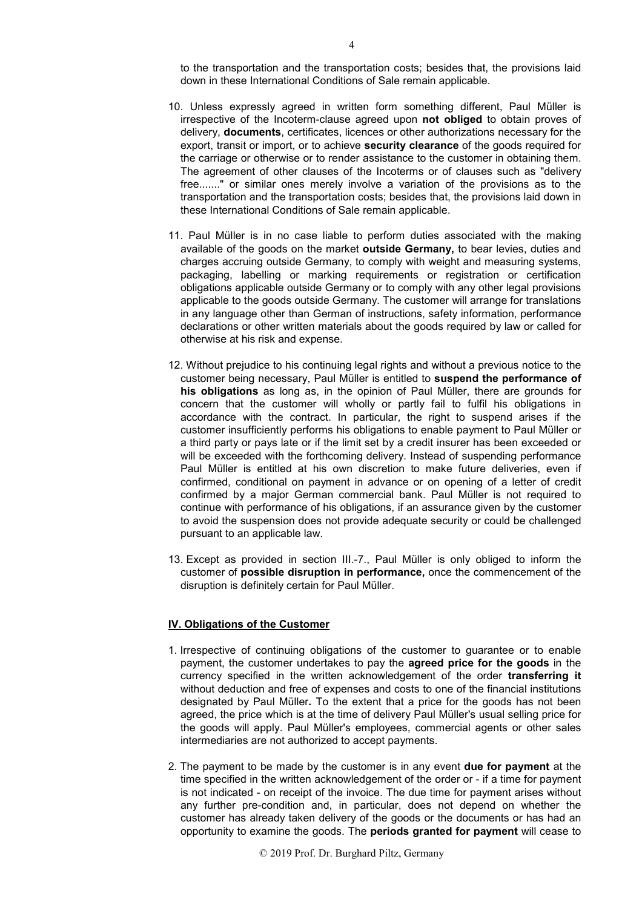to the transportation and the transportation costs; besides that, the provisions laid down in these International Conditions of Sale remain applicable.

10. Unless expressly agreed in written form something different, Paul Müller is irrespective of the Incoterm-clause agreed upon **not obliged** to obtain proves of delivery, **documents**, certificates, licences or other authorizations necessary for the export, transit or import, or to achieve **security clearance** of the goods required for the carriage or otherwise or to render assistance to the customer in obtaining them. The agreement of other clauses of the Incoterms or of clauses such as "delivery free......." or similar ones merely involve a variation of the provisions as to the transportation and the transportation costs; besides that, the provisions laid down in these International Conditions of Sale remain applicable.

11. Paul Müller is in no case liable to perform duties associated with the making available of the goods on the market **outside Germany,** to bear levies, duties and charges accruing outside Germany, to comply with weight and measuring systems, packaging, labelling or marking requirements or registration or certification obligations applicable outside Germany or to comply with any other legal provisions applicable to the goods outside Germany. The customer will arrange for translations in any language other than German of instructions, safety information, performance declarations or other written materials about the goods required by law or called for otherwise at his risk and expense.

12. Without prejudice to his continuing legal rights and without a previous notice to the customer being necessary, Paul Müller is entitled to **suspend the performance of his obligations** as long as, in the opinion of Paul Müller, there are grounds for concern that the customer will wholly or partly fail to fulfil his obligations in accordance with the contract. In particular, the right to suspend arises if the customer insufficiently performs his obligations to enable payment to Paul Müller or a third party or pays late or if the limit set by a credit insurer has been exceeded or will be exceeded with the forthcoming delivery. Instead of suspending performance Paul Müller is entitled at his own discretion to make future deliveries, even if confirmed, conditional on payment in advance or on opening of a letter of credit confirmed by a major German commercial bank. Paul Müller is not required to continue with performance of his obligations, if an assurance given by the customer to avoid the suspension does not provide adequate security or could be challenged pursuant to an applicable law.

13. Except as provided in section III.-7., Paul Müller is only obliged to inform the customer of **possible disruption in performance,** once the commencement of the disruption is definitely certain for Paul Müller.

## IV. Obligations of the Customer

1. Irrespective of continuing obligations of the customer to guarantee or to enable payment, the customer undertakes to pay the **agreed price for the goods** in the currency specified in the written acknowledgement of the order **transferring it** without deduction and free of expenses and costs to one of the financial institutions designated by Paul Müller**.** To the extent that a price for the goods has not been agreed, the price which is at the time of delivery Paul Müller's usual selling price for the goods will apply. Paul Müller's employees, commercial agents or other sales intermediaries are not authorized to accept payments.

2. The payment to be made by the customer is in any event **due for payment** at the time specified in the written acknowledgement of the order or - if a time for payment is not indicated - on receipt of the invoice. The due time for payment arises without any further pre-condition and, in particular, does not depend on whether the customer has already taken delivery of the goods or the documents or has had an opportunity to examine the goods. The **periods granted for payment** will cease to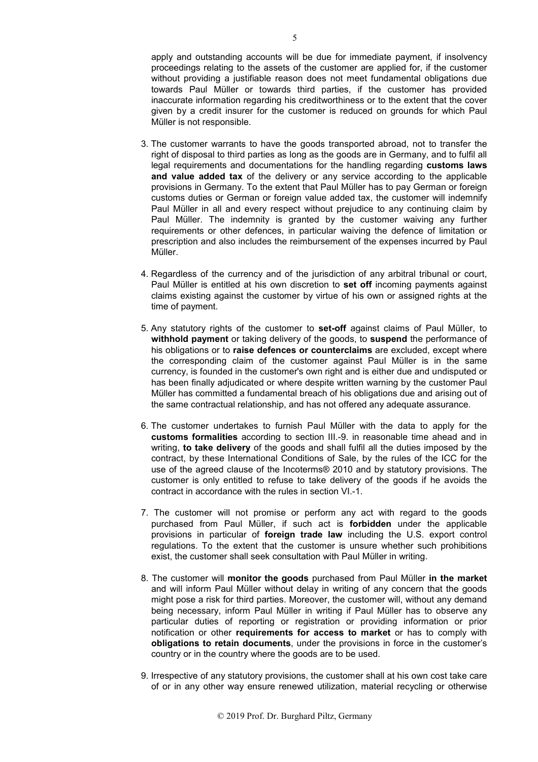apply and outstanding accounts will be due for immediate payment, if insolvency proceedings relating to the assets of the customer are applied for, if the customer without providing a justifiable reason does not meet fundamental obligations due towards Paul Müller or towards third parties, if the customer has provided inaccurate information regarding his creditworthiness or to the extent that the cover given by a credit insurer for the customer is reduced on grounds for which Paul Müller is not responsible.

3. The customer warrants to have the goods transported abroad, not to transfer the right of disposal to third parties as long as the goods are in Germany, and to fulfil all legal requirements and documentations for the handling regarding **customs laws and value added tax** of the delivery or any service according to the applicable provisions in Germany. To the extent that Paul Müller has to pay German or foreign customs duties or German or foreign value added tax, the customer will indemnify Paul Müller in all and every respect without prejudice to any continuing claim by Paul Müller. The indemnity is granted by the customer waiving any further requirements or other defences, in particular waiving the defence of limitation or prescription and also includes the reimbursement of the expenses incurred by Paul Müller.

4. Regardless of the currency and of the jurisdiction of any arbitral tribunal or court, Paul Müller is entitled at his own discretion to **set off** incoming payments against claims existing against the customer by virtue of his own or assigned rights at the time of payment.

5. Any statutory rights of the customer to **set-off** against claims of Paul Müller, to **withhold payment** or taking delivery of the goods, to **suspend** the performance of his obligations or to **raise defences or counterclaims** are excluded, except where the corresponding claim of the customer against Paul Müller is in the same currency, is founded in the customer's own right and is either due and undisputed or has been finally adjudicated or where despite written warning by the customer Paul Müller has committed a fundamental breach of his obligations due and arising out of the same contractual relationship, and has not offered any adequate assurance.

6. The customer undertakes to furnish Paul Müller with the data to apply for the **customs formalities** according to section III.-9. in reasonable time ahead and in writing, **to take delivery** of the goods and shall fulfil all the duties imposed by the contract, by these International Conditions of Sale, by the rules of the ICC for the use of the agreed clause of the Incoterms® 2010 and by statutory provisions. The customer is only entitled to refuse to take delivery of the goods if he avoids the contract in accordance with the rules in section VI.-1.

7. The customer will not promise or perform any act with regard to the goods purchased from Paul Müller, if such act is **forbidden** under the applicable provisions in particular of **foreign trade law** including the U.S. export control regulations. To the extent that the customer is unsure whether such prohibitions exist, the customer shall seek consultation with Paul Müller in writing.

8. The customer will **monitor the goods** purchased from Paul Müller **in the market** and will inform Paul Müller without delay in writing of any concern that the goods might pose a risk for third parties. Moreover, the customer will, without any demand being necessary, inform Paul Müller in writing if Paul Müller has to observe any particular duties of reporting or registration or providing information or prior notification or other **requirements for access to market** or has to comply with **obligations to retain documents**, under the provisions in force in the customer's country or in the country where the goods are to be used.

9. Irrespective of any statutory provisions, the customer shall at his own cost take care of or in any other way ensure renewed utilization, material recycling or otherwise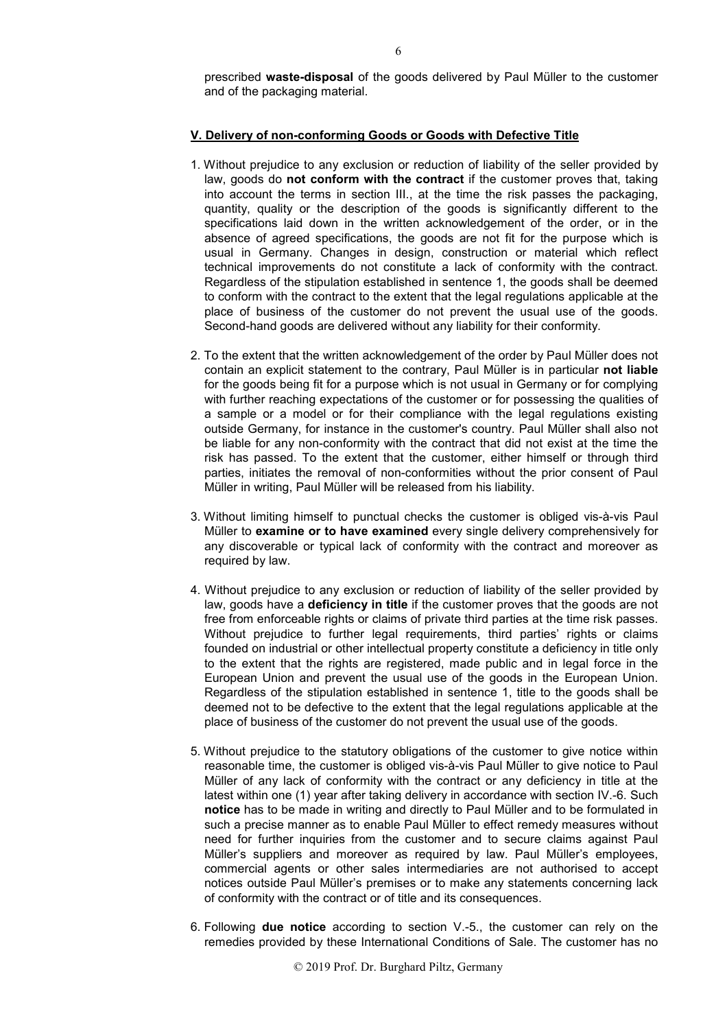prescribed **waste-disposal** of the goods delivered by Paul Müller to the customer and of the packaging material.

**V. Delivery of non-conforming Goods or Goods with Defective Title**

1. Without prejudice to any exclusion or reduction of liability of the seller provided by law, goods do **not conform with the contract** if the customer proves that, taking into account the terms in section III., at the time the risk passes the packaging, quantity, quality or the description of the goods is significantly different to the specifications laid down in the written acknowledgement of the order, or in the absence of agreed specifications, the goods are not fit for the purpose which is usual in Germany. Changes in design, construction or material which reflect technical improvements do not constitute a lack of conformity with the contract. Regardless of the stipulation established in sentence 1, the goods shall be deemed to conform with the contract to the extent that the legal regulations applicable at the place of business of the customer do not prevent the usual use of the goods. Second-hand goods are delivered without any liability for their conformity.

2. To the extent that the written acknowledgement of the order by Paul Müller does not contain an explicit statement to the contrary, Paul Müller is in particular **not liable** for the goods being fit for a purpose which is not usual in Germany or for complying with further reaching expectations of the customer or for possessing the qualities of a sample or a model or for their compliance with the legal regulations existing outside Germany, for instance in the customer's country. Paul Müller shall also not be liable for any non-conformity with the contract that did not exist at the time the risk has passed. To the extent that the customer, either himself or through third parties, initiates the removal of non-conformities without the prior consent of Paul Müller in writing, Paul Müller will be released from his liability.

3. Without limiting himself to punctual checks the customer is obliged vis-à-vis Paul Müller to **examine or to have examined** every single delivery comprehensively for any discoverable or typical lack of conformity with the contract and moreover as required by law.

4. Without prejudice to any exclusion or reduction of liability of the seller provided by law, goods have a **deficiency in title** if the customer proves that the goods are not free from enforceable rights or claims of private third parties at the time risk passes. Without prejudice to further legal requirements, third parties' rights or claims founded on industrial or other intellectual property constitute a deficiency in title only to the extent that the rights are registered, made public and in legal force in the European Union and prevent the usual use of the goods in the European Union. Regardless of the stipulation established in sentence 1, title to the goods shall be deemed not to be defective to the extent that the legal regulations applicable at the place of business of the customer do not prevent the usual use of the goods.

5. Without prejudice to the statutory obligations of the customer to give notice within reasonable time, the customer is obliged vis-à-vis Paul Müller to give notice to Paul Müller of any lack of conformity with the contract or any deficiency in title at the latest within one (1) year after taking delivery in accordance with section IV.-6. Such **notice** has to be made in writing and directly to Paul Müller and to be formulated in such a precise manner as to enable Paul Müller to effect remedy measures without need for further inquiries from the customer and to secure claims against Paul Müller's suppliers and moreover as required by law. Paul Müller's employees, commercial agents or other sales intermediaries are not authorised to accept notices outside Paul Müller's premises or to make any statements concerning lack of conformity with the contract or of title and its consequences.

6. Following **due notice** according to section V.-5., the customer can rely on the remedies provided by these International Conditions of Sale. The customer has no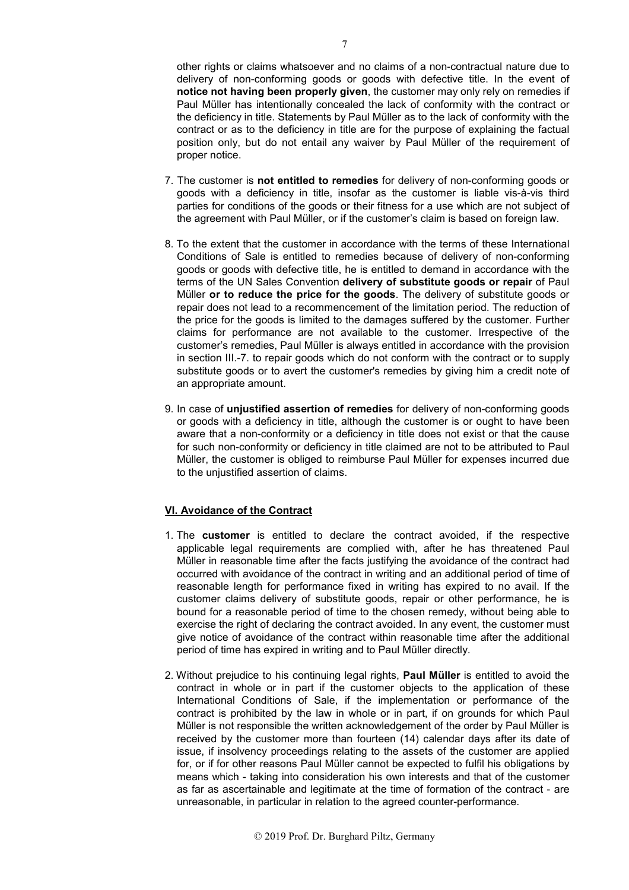other rights or claims whatsoever and no claims of a non-contractual nature due to delivery of non-conforming goods or goods with defective title. In the event of **notice not having been properly given**, the customer may only rely on remedies if Paul Müller has intentionally concealed the lack of conformity with the contract or the deficiency in title. Statements by Paul Müller as to the lack of conformity with the contract or as to the deficiency in title are for the purpose of explaining the factual position only, but do not entail any waiver by Paul Müller of the requirement of proper notice.

7. The customer is **not entitled to remedies** for delivery of non-conforming goods or goods with a deficiency in title, insofar as the customer is liable vis-à-vis third parties for conditions of the goods or their fitness for a use which are not subject of the agreement with Paul Müller, or if the customer's claim is based on foreign law.

8. To the extent that the customer in accordance with the terms of these International Conditions of Sale is entitled to remedies because of delivery of non-conforming goods or goods with defective title, he is entitled to demand in accordance with the terms of the UN Sales Convention **delivery of substitute goods or repair** of Paul Müller **or to reduce the price for the goods**. The delivery of substitute goods or repair does not lead to a recommencement of the limitation period. The reduction of the price for the goods is limited to the damages suffered by the customer. Further claims for performance are not available to the customer. Irrespective of the customer's remedies, Paul Müller is always entitled in accordance with the provision in section III.-7. to repair goods which do not conform with the contract or to supply substitute goods or to avert the customer's remedies by giving him a credit note of an appropriate amount.

9. In case of **unjustified assertion of remedies** for delivery of non-conforming goods or goods with a deficiency in title, although the customer is or ought to have been aware that a non-conformity or a deficiency in title does not exist or that the cause for such non-conformity or deficiency in title claimed are not to be attributed to Paul Müller, the customer is obliged to reimburse Paul Müller for expenses incurred due to the unjustified assertion of claims.

## VI. Avoidance of the Contract

1. The **customer** is entitled to declare the contract avoided, if the respective applicable legal requirements are complied with, after he has threatened Paul Müller in reasonable time after the facts justifying the avoidance of the contract had occurred with avoidance of the contract in writing and an additional period of time of reasonable length for performance fixed in writing has expired to no avail. If the customer claims delivery of substitute goods, repair or other performance, he is bound for a reasonable period of time to the chosen remedy, without being able to exercise the right of declaring the contract avoided. In any event, the customer must give notice of avoidance of the contract within reasonable time after the additional period of time has expired in writing and to Paul Müller directly.

2. Without prejudice to his continuing legal rights, **Paul Müller** is entitled to avoid the contract in whole or in part if the customer objects to the application of these International Conditions of Sale, if the implementation or performance of the contract is prohibited by the law in whole or in part, if on grounds for which Paul Müller is not responsible the written acknowledgement of the order by Paul Müller is received by the customer more than fourteen (14) calendar days after its date of issue, if insolvency proceedings relating to the assets of the customer are applied for, or if for other reasons Paul Müller cannot be expected to fulfil his obligations by means which - taking into consideration his own interests and that of the customer as far as ascertainable and legitimate at the time of formation of the contract - are unreasonable, in particular in relation to the agreed counter-performance.

© 2019 Prof. Dr. Burghard Piltz, Germany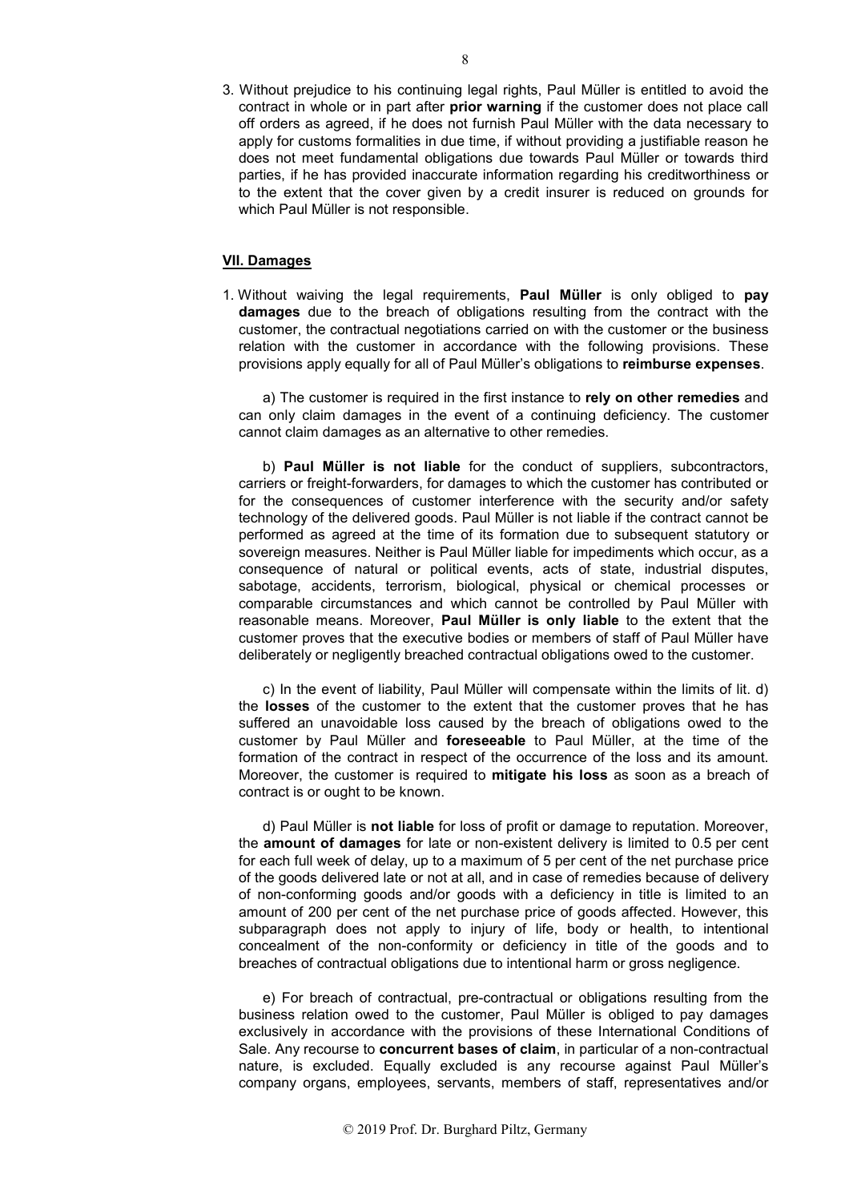3. Without prejudice to his continuing legal rights, Paul Müller is entitled to avoid the contract in whole or in part after **prior warning** if the customer does not place call off orders as agreed, if he does not furnish Paul Müller with the data necessary to apply for customs formalities in due time, if without providing a justifiable reason he does not meet fundamental obligations due towards Paul Müller or towards third parties, if he has provided inaccurate information regarding his creditworthiness or to the extent that the cover given by a credit insurer is reduced on grounds for which Paul Müller is not responsible.

## VII. Damages

1. Without waiving the legal requirements, **Paul Müller** is only obliged to **pay damages** due to the breach of obligations resulting from the contract with the customer, the contractual negotiations carried on with the customer or the business relation with the customer in accordance with the following provisions. These provisions apply equally for all of Paul Müller's obligations to **reimburse expenses**.

   a) The customer is required in the first instance to **rely on other remedies** and can only claim damages in the event of a continuing deficiency. The customer cannot claim damages as an alternative to other remedies.

   b) **Paul Müller is not liable** for the conduct of suppliers, subcontractors, carriers or freight-forwarders, for damages to which the customer has contributed or for the consequences of customer interference with the security and/or safety technology of the delivered goods. Paul Müller is not liable if the contract cannot be performed as agreed at the time of its formation due to subsequent statutory or sovereign measures. Neither is Paul Müller liable for impediments which occur, as a consequence of natural or political events, acts of state, industrial disputes, sabotage, accidents, terrorism, biological, physical or chemical processes or comparable circumstances and which cannot be controlled by Paul Müller with reasonable means. Moreover, **Paul Müller is only liable** to the extent that the customer proves that the executive bodies or members of staff of Paul Müller have deliberately or negligently breached contractual obligations owed to the customer.

   c) In the event of liability, Paul Müller will compensate within the limits of lit. d) the **losses** of the customer to the extent that the customer proves that he has suffered an unavoidable loss caused by the breach of obligations owed to the customer by Paul Müller and **foreseeable** to Paul Müller, at the time of the formation of the contract in respect of the occurrence of the loss and its amount. Moreover, the customer is required to **mitigate his loss** as soon as a breach of contract is or ought to be known.

   d) Paul Müller is **not liable** for loss of profit or damage to reputation. Moreover, the **amount of damages** for late or non-existent delivery is limited to 0.5 per cent for each full week of delay, up to a maximum of 5 per cent of the net purchase price of the goods delivered late or not at all, and in case of remedies because of delivery of non-conforming goods and/or goods with a deficiency in title is limited to an amount of 200 per cent of the net purchase price of goods affected. However, this subparagraph does not apply to injury of life, body or health, to intentional concealment of the non-conformity or deficiency in title of the goods and to breaches of contractual obligations due to intentional harm or gross negligence.

   e) For breach of contractual, pre-contractual or obligations resulting from the business relation owed to the customer, Paul Müller is obliged to pay damages exclusively in accordance with the provisions of these International Conditions of Sale. Any recourse to **concurrent bases of claim**, in particular of a non-contractual nature, is excluded. Equally excluded is any recourse against Paul Müller's company organs, employees, servants, members of staff, representatives and/or

© 2019 Prof. Dr. Burghard Piltz, Germany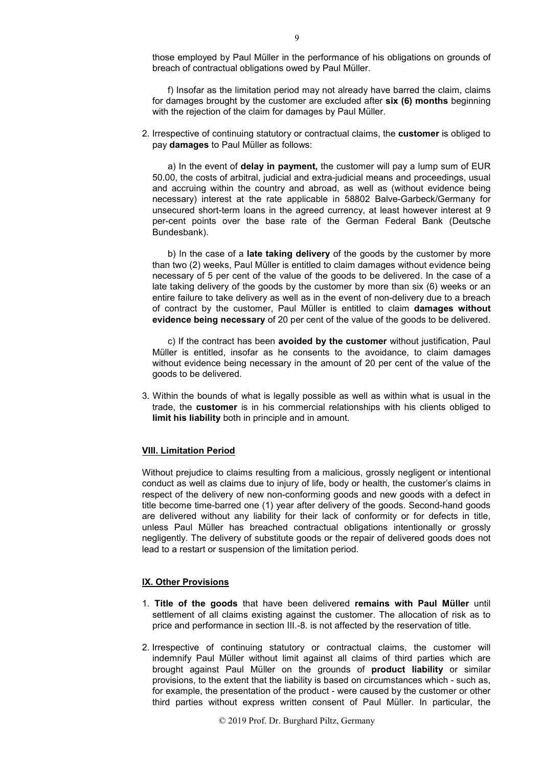those employed by Paul Müller in the performance of his obligations on grounds of breach of contractual obligations owed by Paul Müller.

f) Insofar as the limitation period may not already have barred the claim, claims for damages brought by the customer are excluded after **six (6) months** beginning with the rejection of the claim for damages by Paul Müller.

2. Irrespective of continuing statutory or contractual claims, the **customer** is obliged to pay **damages** to Paul Müller as follows:

   a) In the event of **delay in payment,** the customer will pay a lump sum of EUR 50.00, the costs of arbitral, judicial and extra-judicial means and proceedings, usual and accruing within the country and abroad, as well as (without evidence being necessary) interest at the rate applicable in 58802 Balve-Garbeck/Germany for unsecured short-term loans in the agreed currency, at least however interest at 9 per-cent points over the base rate of the German Federal Bank (Deutsche Bundesbank).

   b) In the case of a **late taking delivery** of the goods by the customer by more than two (2) weeks, Paul Müller is entitled to claim damages without evidence being necessary of 5 per cent of the value of the goods to be delivered. In the case of a late taking delivery of the goods by the customer by more than six (6) weeks or an entire failure to take delivery as well as in the event of non-delivery due to a breach of contract by the customer, Paul Müller is entitled to claim **damages without evidence being necessary** of 20 per cent of the value of the goods to be delivered.

   c) If the contract has been **avoided by the customer** without justification, Paul Müller is entitled, insofar as he consents to the avoidance, to claim damages without evidence being necessary in the amount of 20 per cent of the value of the goods to be delivered.

3. Within the bounds of what is legally possible as well as within what is usual in the trade, the **customer** is in his commercial relationships with his clients obliged to **limit his liability** both in principle and in amount.

## VIII. Limitation Period

Without prejudice to claims resulting from a malicious, grossly negligent or intentional conduct as well as claims due to injury of life, body or health, the customer's claims in respect of the delivery of new non-conforming goods and new goods with a defect in title become time-barred one (1) year after delivery of the goods. Second-hand goods are delivered without any liability for their lack of conformity or for defects in title, unless Paul Müller has breached contractual obligations intentionally or grossly negligently. The delivery of substitute goods or the repair of delivered goods does not lead to a restart or suspension of the limitation period.

## IX. Other Provisions

1. **Title of the goods** that have been delivered **remains with Paul Müller** until settlement of all claims existing against the customer. The allocation of risk as to price and performance in section III.-8. is not affected by the reservation of title.

2. Irrespective of continuing statutory or contractual claims, the customer will indemnify Paul Müller without limit against all claims of third parties which are brought against Paul Müller on the grounds of **product liability** or similar provisions, to the extent that the liability is based on circumstances which - such as, for example, the presentation of the product - were caused by the customer or other third parties without express written consent of Paul Müller. In particular, the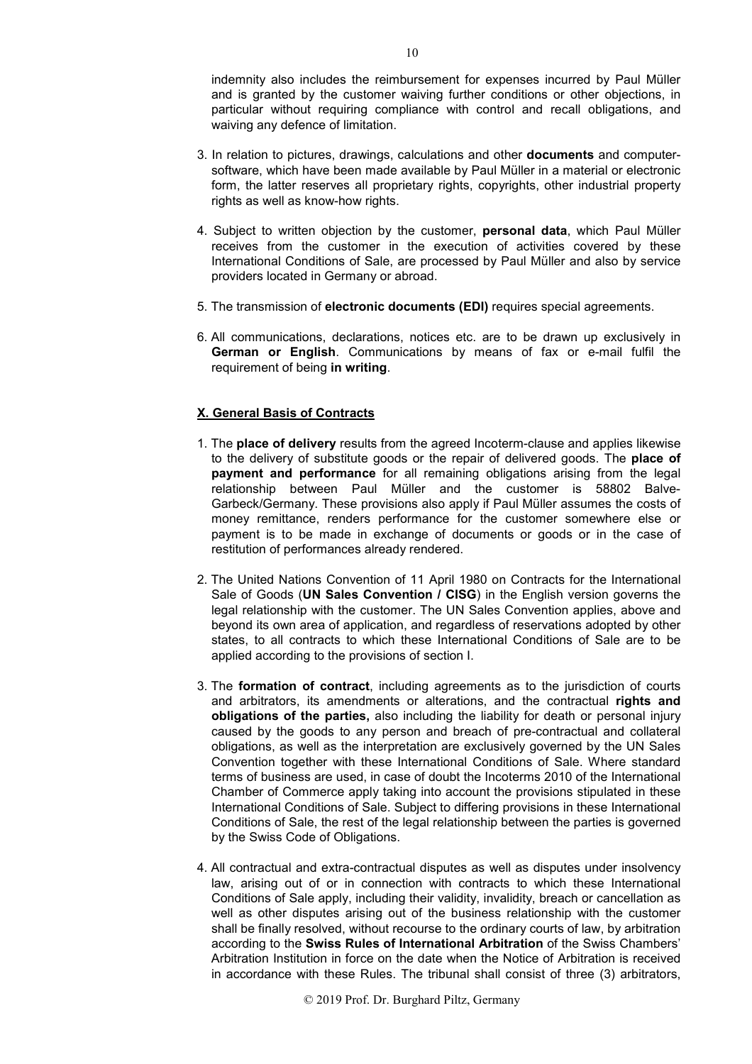indemnity also includes the reimbursement for expenses incurred by Paul Müller and is granted by the customer waiving further conditions or other objections, in particular without requiring compliance with control and recall obligations, and waiving any defence of limitation.

3. In relation to pictures, drawings, calculations and other **documents** and computer-software, which have been made available by Paul Müller in a material or electronic form, the latter reserves all proprietary rights, copyrights, other industrial property rights as well as know-how rights.

4. Subject to written objection by the customer, **personal data**, which Paul Müller receives from the customer in the execution of activities covered by these International Conditions of Sale, are processed by Paul Müller and also by service providers located in Germany or abroad.

5. The transmission of **electronic documents (EDI)** requires special agreements.

6. All communications, declarations, notices etc. are to be drawn up exclusively in **German or English**. Communications by means of fax or e-mail fulfil the requirement of being **in writing**.

## X. General Basis of Contracts

1. The **place of delivery** results from the agreed Incoterm-clause and applies likewise to the delivery of substitute goods or the repair of delivered goods. The **place of payment and performance** for all remaining obligations arising from the legal relationship between Paul Müller and the customer is 58802 Balve-Garbeck/Germany. These provisions also apply if Paul Müller assumes the costs of money remittance, renders performance for the customer somewhere else or payment is to be made in exchange of documents or goods or in the case of restitution of performances already rendered.

2. The United Nations Convention of 11 April 1980 on Contracts for the International Sale of Goods (**UN Sales Convention / CISG**) in the English version governs the legal relationship with the customer. The UN Sales Convention applies, above and beyond its own area of application, and regardless of reservations adopted by other states, to all contracts to which these International Conditions of Sale are to be applied according to the provisions of section I.

3. The **formation of contract**, including agreements as to the jurisdiction of courts and arbitrators, its amendments or alterations, and the contractual **rights and obligations of the parties,** also including the liability for death or personal injury caused by the goods to any person and breach of pre-contractual and collateral obligations, as well as the interpretation are exclusively governed by the UN Sales Convention together with these International Conditions of Sale. Where standard terms of business are used, in case of doubt the Incoterms 2010 of the International Chamber of Commerce apply taking into account the provisions stipulated in these International Conditions of Sale. Subject to differing provisions in these International Conditions of Sale, the rest of the legal relationship between the parties is governed by the Swiss Code of Obligations.

4. All contractual and extra-contractual disputes as well as disputes under insolvency law, arising out of or in connection with contracts to which these International Conditions of Sale apply, including their validity, invalidity, breach or cancellation as well as other disputes arising out of the business relationship with the customer shall be finally resolved, without recourse to the ordinary courts of law, by arbitration according to the **Swiss Rules of International Arbitration** of the Swiss Chambers' Arbitration Institution in force on the date when the Notice of Arbitration is received in accordance with these Rules. The tribunal shall consist of three (3) arbitrators,

© 2019 Prof. Dr. Burghard Piltz, Germany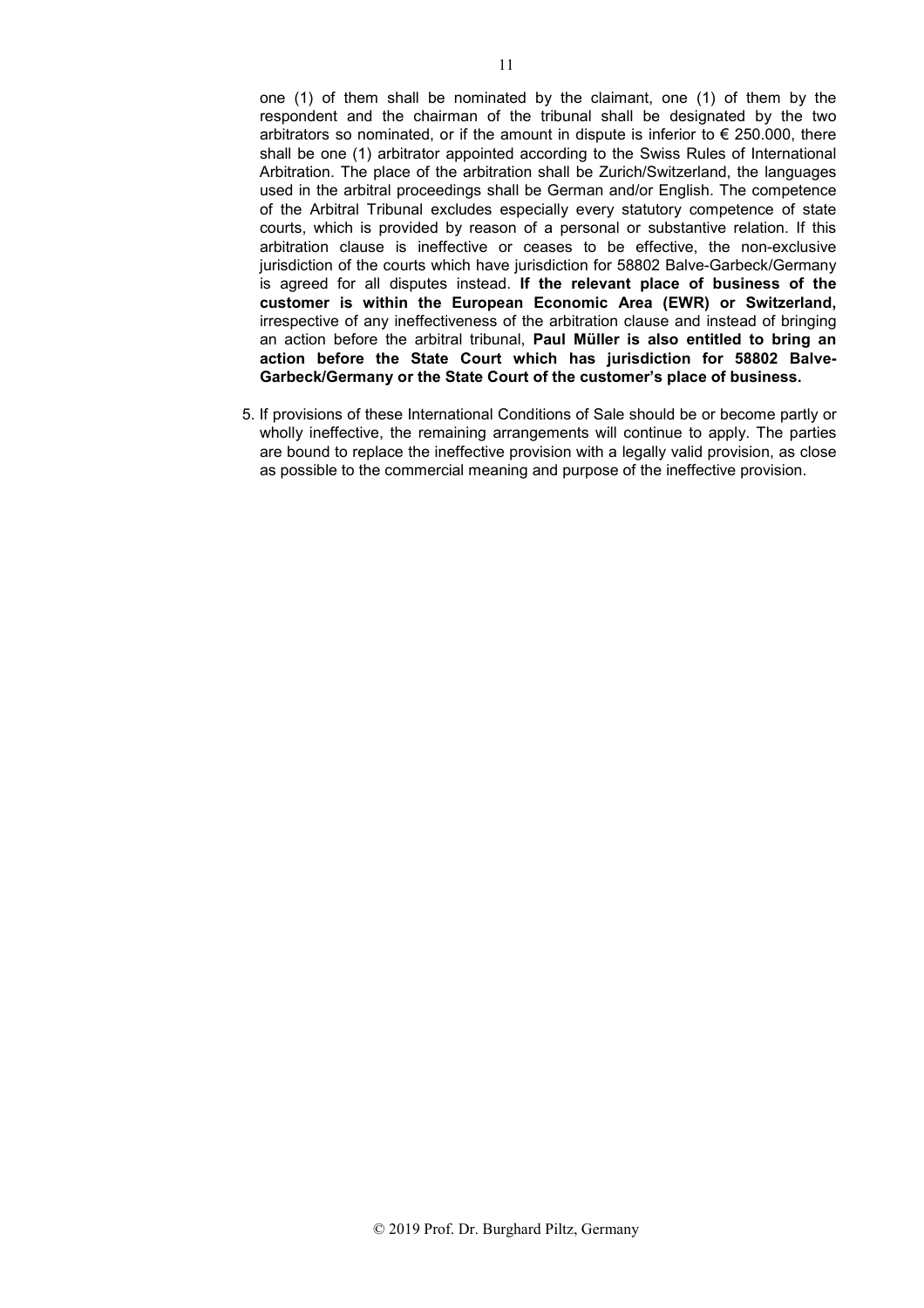one (1) of them shall be nominated by the claimant, one (1) of them by the respondent and the chairman of the tribunal shall be designated by the two arbitrators so nominated, or if the amount in dispute is inferior to € 250.000, there shall be one (1) arbitrator appointed according to the Swiss Rules of International Arbitration. The place of the arbitration shall be Zurich/Switzerland, the languages used in the arbitral proceedings shall be German and/or English. The competence of the Arbitral Tribunal excludes especially every statutory competence of state courts, which is provided by reason of a personal or substantive relation. If this arbitration clause is ineffective or ceases to be effective, the non-exclusive jurisdiction of the courts which have jurisdiction for 58802 Balve-Garbeck/Germany is agreed for all disputes instead. **If the relevant place of business of the customer is within the European Economic Area (EWR) or Switzerland,** irrespective of any ineffectiveness of the arbitration clause and instead of bringing an action before the arbitral tribunal, **Paul Müller is also entitled to bring an action before the State Court which has jurisdiction for 58802 Balve-Garbeck/Germany or the State Court of the customer's place of business.**

5. If provisions of these International Conditions of Sale should be or become partly or wholly ineffective, the remaining arrangements will continue to apply. The parties are bound to replace the ineffective provision with a legally valid provision, as close as possible to the commercial meaning and purpose of the ineffective provision.

© 2019 Prof. Dr. Burghard Piltz, Germany